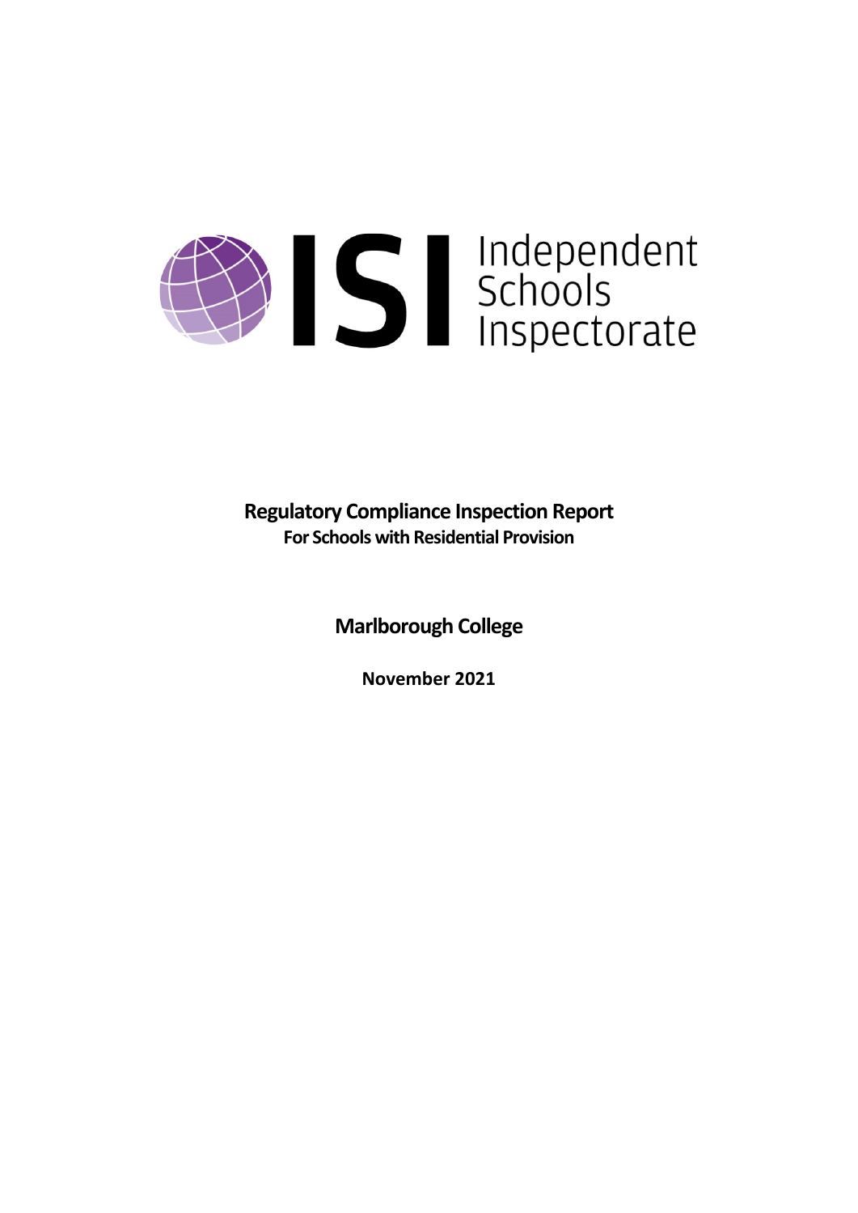Independent Schools Inspectorate

# Regulatory Compliance Inspection Report

**For Schools with Residential Provision**

## Marlborough College

**November 2021**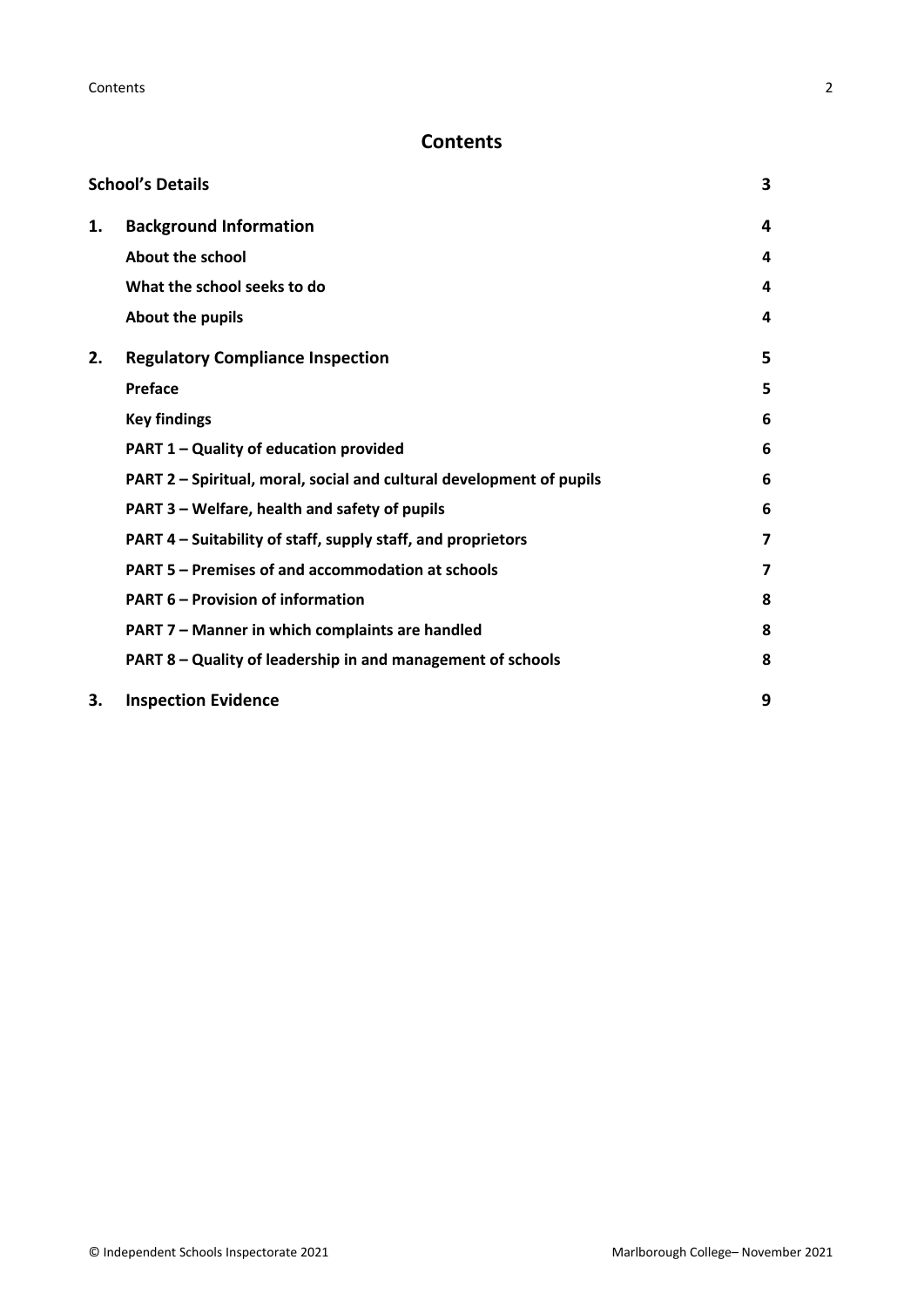# Contents

| | | |
|---|---|---|
| **School's Details** | | **3** |
| **1.** | **Background Information** | **4** |
| | **About the school** | **4** |
| | **What the school seeks to do** | **4** |
| | **About the pupils** | **4** |
| **2.** | **Regulatory Compliance Inspection** | **5** |
| | **Preface** | **5** |
| | **Key findings** | **6** |
| | **PART 1 – Quality of education provided** | **6** |
| | **PART 2 – Spiritual, moral, social and cultural development of pupils** | **6** |
| | **PART 3 – Welfare, health and safety of pupils** | **6** |
| | **PART 4 – Suitability of staff, supply staff, and proprietors** | **7** |
| | **PART 5 – Premises of and accommodation at schools** | **7** |
| | **PART 6 – Provision of information** | **8** |
| | **PART 7 – Manner in which complaints are handled** | **8** |
| | **PART 8 – Quality of leadership in and management of schools** | **8** |
| **3.** | **Inspection Evidence** | **9** |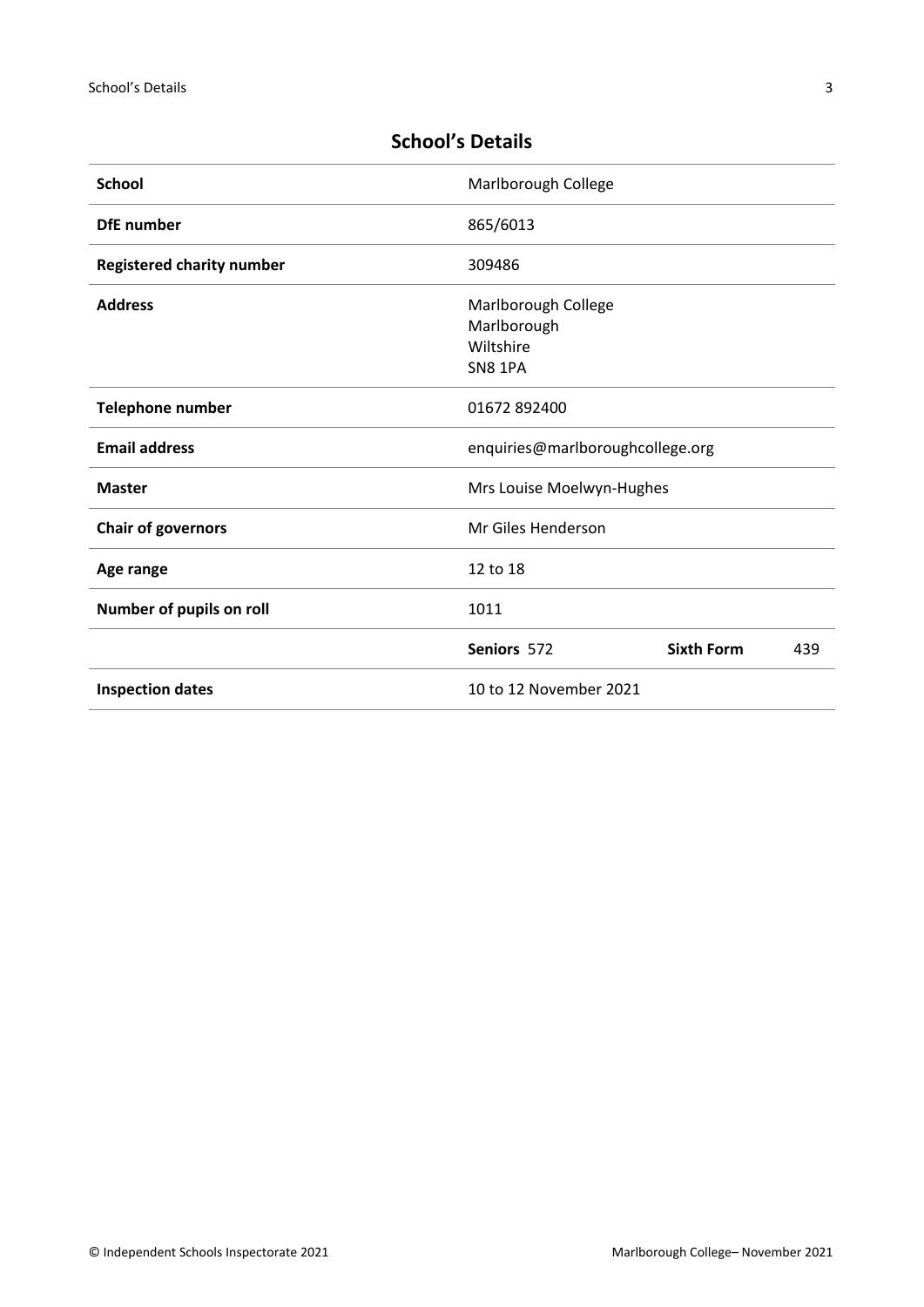## School's Details

| | | | |
|---|---|---|---|
| **School** | Marlborough College | | |
| **DfE number** | 865/6013 | | |
| **Registered charity number** | 309486 | | |
| **Address** | Marlborough College<br>Marlborough<br>Wiltshire<br>SN8 1PA | | |
| **Telephone number** | 01672 892400 | | |
| **Email address** | enquiries@marlboroughcollege.org | | |
| **Master** | Mrs Louise Moelwyn-Hughes | | |
| **Chair of governors** | Mr Giles Henderson | | |
| **Age range** | 12 to 18 | | |
| **Number of pupils on roll** | 1011 | | |
| | **Seniors** 572 | **Sixth Form** | 439 |
| **Inspection dates** | 10 to 12 November 2021 | | |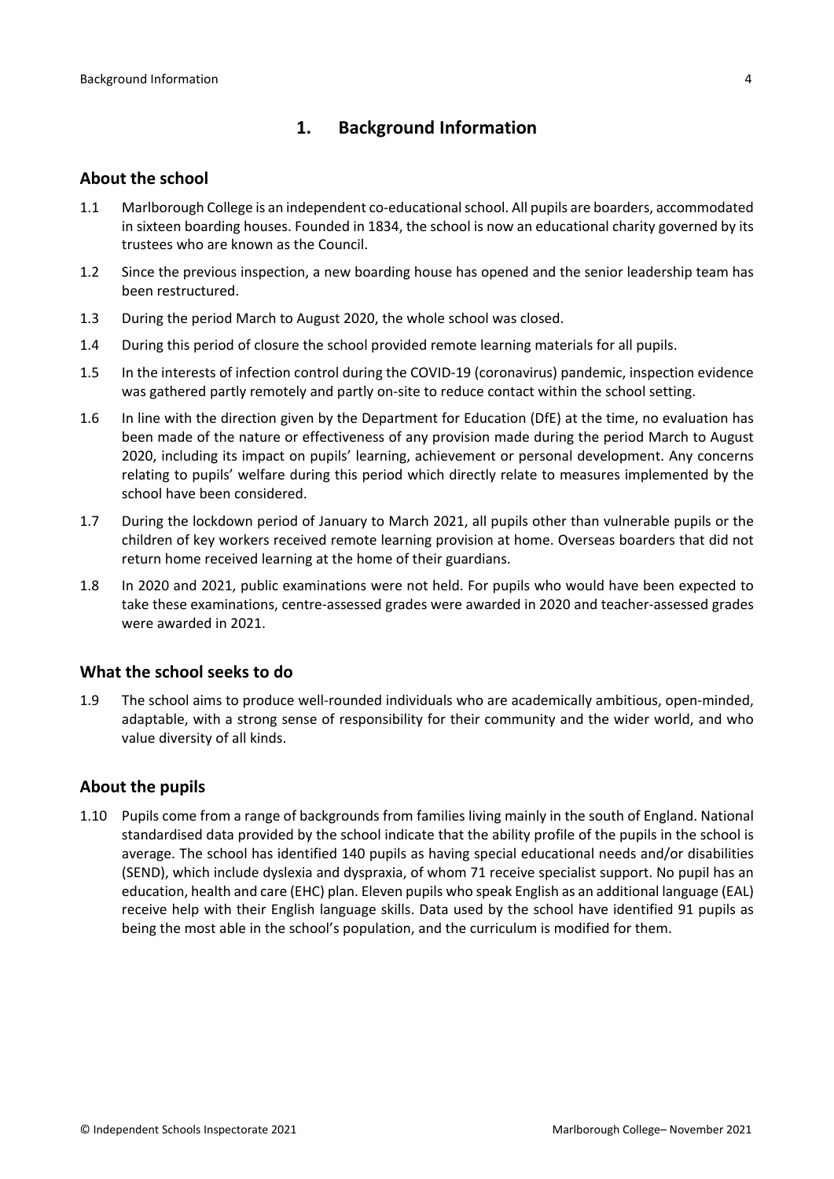# 1. Background Information

## About the school

1.1 Marlborough College is an independent co-educational school. All pupils are boarders, accommodated in sixteen boarding houses. Founded in 1834, the school is now an educational charity governed by its trustees who are known as the Council.

1.2 Since the previous inspection, a new boarding house has opened and the senior leadership team has been restructured.

1.3 During the period March to August 2020, the whole school was closed.

1.4 During this period of closure the school provided remote learning materials for all pupils.

1.5 In the interests of infection control during the COVID-19 (coronavirus) pandemic, inspection evidence was gathered partly remotely and partly on-site to reduce contact within the school setting.

1.6 In line with the direction given by the Department for Education (DfE) at the time, no evaluation has been made of the nature or effectiveness of any provision made during the period March to August 2020, including its impact on pupils' learning, achievement or personal development. Any concerns relating to pupils' welfare during this period which directly relate to measures implemented by the school have been considered.

1.7 During the lockdown period of January to March 2021, all pupils other than vulnerable pupils or the children of key workers received remote learning provision at home. Overseas boarders that did not return home received learning at the home of their guardians.

1.8 In 2020 and 2021, public examinations were not held. For pupils who would have been expected to take these examinations, centre-assessed grades were awarded in 2020 and teacher-assessed grades were awarded in 2021.

## What the school seeks to do

1.9 The school aims to produce well-rounded individuals who are academically ambitious, open-minded, adaptable, with a strong sense of responsibility for their community and the wider world, and who value diversity of all kinds.

## About the pupils

1.10 Pupils come from a range of backgrounds from families living mainly in the south of England. National standardised data provided by the school indicate that the ability profile of the pupils in the school is average. The school has identified 140 pupils as having special educational needs and/or disabilities (SEND), which include dyslexia and dyspraxia, of whom 71 receive specialist support. No pupil has an education, health and care (EHC) plan. Eleven pupils who speak English as an additional language (EAL) receive help with their English language skills. Data used by the school have identified 91 pupils as being the most able in the school's population, and the curriculum is modified for them.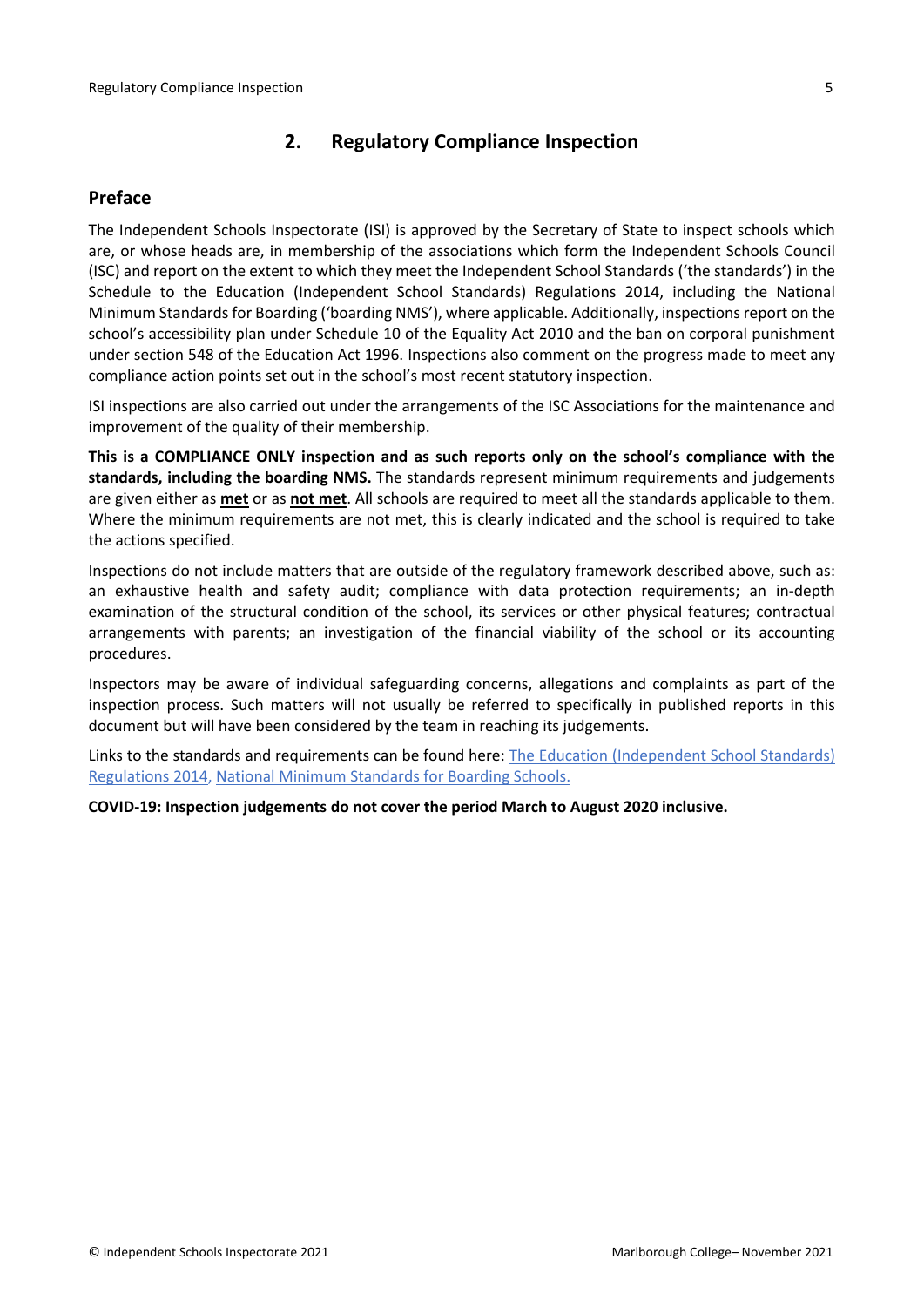## 2. Regulatory Compliance Inspection

### Preface

The Independent Schools Inspectorate (ISI) is approved by the Secretary of State to inspect schools which are, or whose heads are, in membership of the associations which form the Independent Schools Council (ISC) and report on the extent to which they meet the Independent School Standards ('the standards') in the Schedule to the Education (Independent School Standards) Regulations 2014, including the National Minimum Standards for Boarding ('boarding NMS'), where applicable. Additionally, inspections report on the school's accessibility plan under Schedule 10 of the Equality Act 2010 and the ban on corporal punishment under section 548 of the Education Act 1996. Inspections also comment on the progress made to meet any compliance action points set out in the school's most recent statutory inspection.

ISI inspections are also carried out under the arrangements of the ISC Associations for the maintenance and improvement of the quality of their membership.

**This is a COMPLIANCE ONLY inspection and as such reports only on the school's compliance with the standards, including the boarding NMS.** The standards represent minimum requirements and judgements are given either as **met** or as **not met**. All schools are required to meet all the standards applicable to them. Where the minimum requirements are not met, this is clearly indicated and the school is required to take the actions specified.

Inspections do not include matters that are outside of the regulatory framework described above, such as: an exhaustive health and safety audit; compliance with data protection requirements; an in-depth examination of the structural condition of the school, its services or other physical features; contractual arrangements with parents; an investigation of the financial viability of the school or its accounting procedures.

Inspectors may be aware of individual safeguarding concerns, allegations and complaints as part of the inspection process. Such matters will not usually be referred to specifically in published reports in this document but will have been considered by the team in reaching its judgements.

Links to the standards and requirements can be found here: The Education (Independent School Standards) Regulations 2014, National Minimum Standards for Boarding Schools.

**COVID-19: Inspection judgements do not cover the period March to August 2020 inclusive.**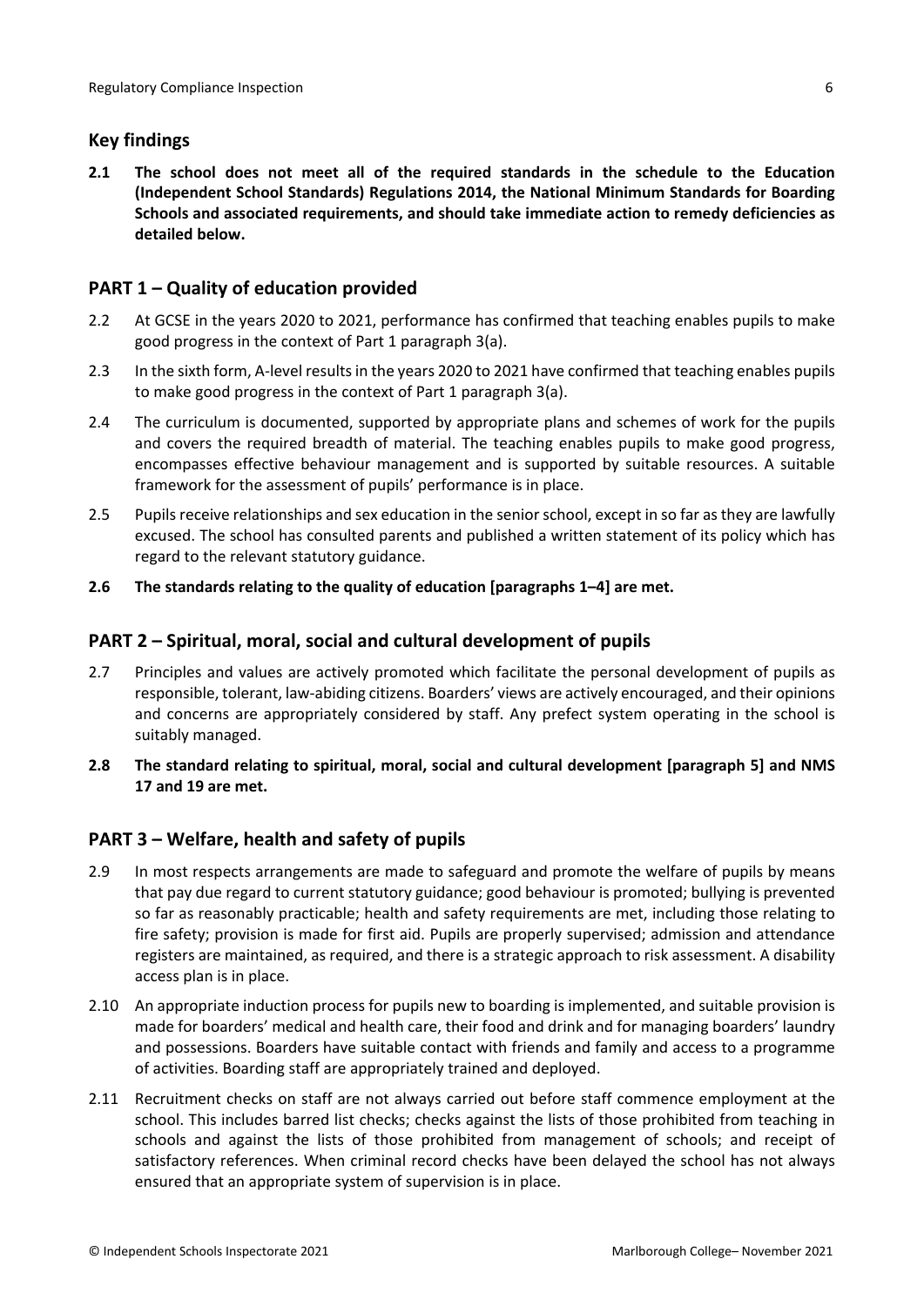## Key findings

**2.1 The school does not meet all of the required standards in the schedule to the Education (Independent School Standards) Regulations 2014, the National Minimum Standards for Boarding Schools and associated requirements, and should take immediate action to remedy deficiencies as detailed below.**

## PART 1 – Quality of education provided

2.2 At GCSE in the years 2020 to 2021, performance has confirmed that teaching enables pupils to make good progress in the context of Part 1 paragraph 3(a).

2.3 In the sixth form, A-level results in the years 2020 to 2021 have confirmed that teaching enables pupils to make good progress in the context of Part 1 paragraph 3(a).

2.4 The curriculum is documented, supported by appropriate plans and schemes of work for the pupils and covers the required breadth of material. The teaching enables pupils to make good progress, encompasses effective behaviour management and is supported by suitable resources. A suitable framework for the assessment of pupils' performance is in place.

2.5 Pupils receive relationships and sex education in the senior school, except in so far as they are lawfully excused. The school has consulted parents and published a written statement of its policy which has regard to the relevant statutory guidance.

**2.6 The standards relating to the quality of education [paragraphs 1–4] are met.**

## PART 2 – Spiritual, moral, social and cultural development of pupils

2.7 Principles and values are actively promoted which facilitate the personal development of pupils as responsible, tolerant, law-abiding citizens. Boarders' views are actively encouraged, and their opinions and concerns are appropriately considered by staff. Any prefect system operating in the school is suitably managed.

**2.8 The standard relating to spiritual, moral, social and cultural development [paragraph 5] and NMS 17 and 19 are met.**

## PART 3 – Welfare, health and safety of pupils

2.9 In most respects arrangements are made to safeguard and promote the welfare of pupils by means that pay due regard to current statutory guidance; good behaviour is promoted; bullying is prevented so far as reasonably practicable; health and safety requirements are met, including those relating to fire safety; provision is made for first aid. Pupils are properly supervised; admission and attendance registers are maintained, as required, and there is a strategic approach to risk assessment. A disability access plan is in place.

2.10 An appropriate induction process for pupils new to boarding is implemented, and suitable provision is made for boarders' medical and health care, their food and drink and for managing boarders' laundry and possessions. Boarders have suitable contact with friends and family and access to a programme of activities. Boarding staff are appropriately trained and deployed.

2.11 Recruitment checks on staff are not always carried out before staff commence employment at the school. This includes barred list checks; checks against the lists of those prohibited from teaching in schools and against the lists of those prohibited from management of schools; and receipt of satisfactory references. When criminal record checks have been delayed the school has not always ensured that an appropriate system of supervision is in place.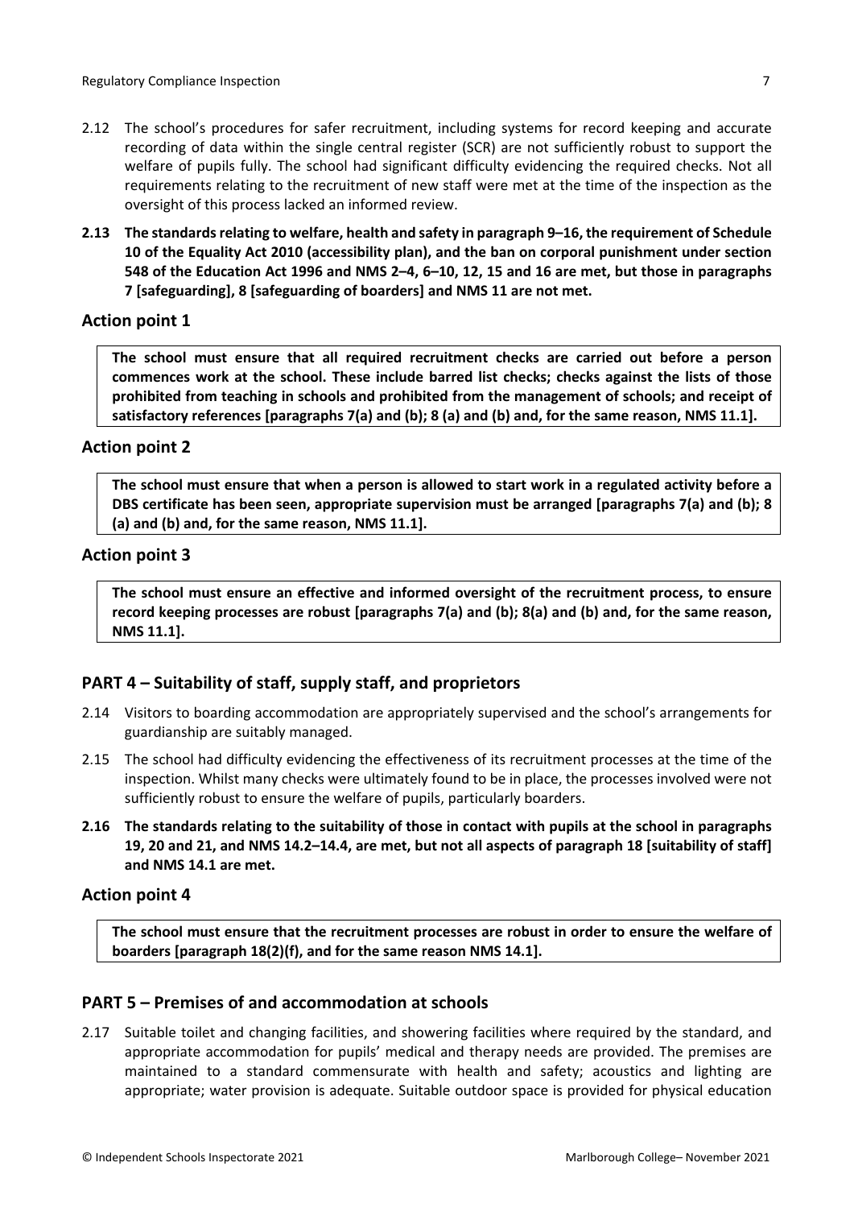2.12 The school's procedures for safer recruitment, including systems for record keeping and accurate recording of data within the single central register (SCR) are not sufficiently robust to support the welfare of pupils fully. The school had significant difficulty evidencing the required checks. Not all requirements relating to the recruitment of new staff were met at the time of the inspection as the oversight of this process lacked an informed review.

**2.13 The standards relating to welfare, health and safety in paragraph 9–16, the requirement of Schedule 10 of the Equality Act 2010 (accessibility plan), and the ban on corporal punishment under section 548 of the Education Act 1996 and NMS 2–4, 6–10, 12, 15 and 16 are met, but those in paragraphs 7 [safeguarding], 8 [safeguarding of boarders] and NMS 11 are not met.**

### Action point 1

**The school must ensure that all required recruitment checks are carried out before a person commences work at the school. These include barred list checks; checks against the lists of those prohibited from teaching in schools and prohibited from the management of schools; and receipt of satisfactory references [paragraphs 7(a) and (b); 8 (a) and (b) and, for the same reason, NMS 11.1].**

### Action point 2

**The school must ensure that when a person is allowed to start work in a regulated activity before a DBS certificate has been seen, appropriate supervision must be arranged [paragraphs 7(a) and (b); 8 (a) and (b) and, for the same reason, NMS 11.1].**

### Action point 3

**The school must ensure an effective and informed oversight of the recruitment process, to ensure record keeping processes are robust [paragraphs 7(a) and (b); 8(a) and (b) and, for the same reason, NMS 11.1].**

## PART 4 – Suitability of staff, supply staff, and proprietors

2.14 Visitors to boarding accommodation are appropriately supervised and the school's arrangements for guardianship are suitably managed.

2.15 The school had difficulty evidencing the effectiveness of its recruitment processes at the time of the inspection. Whilst many checks were ultimately found to be in place, the processes involved were not sufficiently robust to ensure the welfare of pupils, particularly boarders.

**2.16 The standards relating to the suitability of those in contact with pupils at the school in paragraphs 19, 20 and 21, and NMS 14.2–14.4, are met, but not all aspects of paragraph 18 [suitability of staff] and NMS 14.1 are met.**

### Action point 4

**The school must ensure that the recruitment processes are robust in order to ensure the welfare of boarders [paragraph 18(2)(f), and for the same reason NMS 14.1].**

## PART 5 – Premises of and accommodation at schools

2.17 Suitable toilet and changing facilities, and showering facilities where required by the standard, and appropriate accommodation for pupils' medical and therapy needs are provided. The premises are maintained to a standard commensurate with health and safety; acoustics and lighting are appropriate; water provision is adequate. Suitable outdoor space is provided for physical education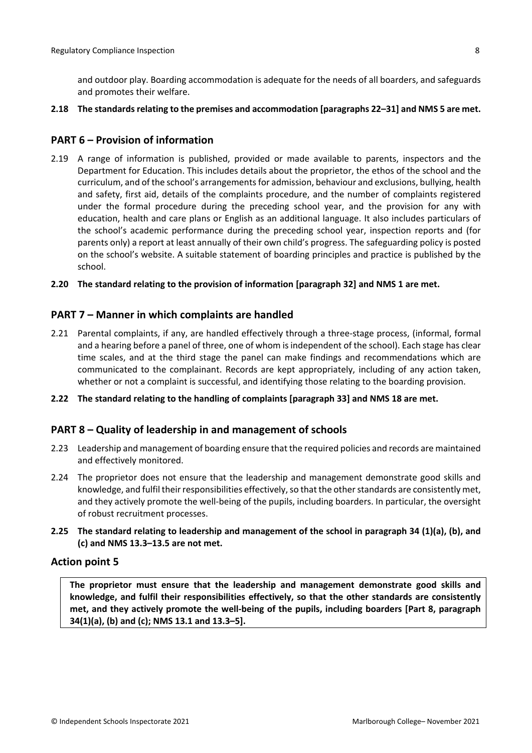and outdoor play. Boarding accommodation is adequate for the needs of all boarders, and safeguards and promotes their welfare.

**2.18 The standards relating to the premises and accommodation [paragraphs 22–31] and NMS 5 are met.**

## PART 6 – Provision of information

2.19 A range of information is published, provided or made available to parents, inspectors and the Department for Education. This includes details about the proprietor, the ethos of the school and the curriculum, and of the school's arrangements for admission, behaviour and exclusions, bullying, health and safety, first aid, details of the complaints procedure, and the number of complaints registered under the formal procedure during the preceding school year, and the provision for any with education, health and care plans or English as an additional language. It also includes particulars of the school's academic performance during the preceding school year, inspection reports and (for parents only) a report at least annually of their own child's progress. The safeguarding policy is posted on the school's website. A suitable statement of boarding principles and practice is published by the school.

**2.20 The standard relating to the provision of information [paragraph 32] and NMS 1 are met.**

## PART 7 – Manner in which complaints are handled

2.21 Parental complaints, if any, are handled effectively through a three-stage process, (informal, formal and a hearing before a panel of three, one of whom is independent of the school). Each stage has clear time scales, and at the third stage the panel can make findings and recommendations which are communicated to the complainant. Records are kept appropriately, including of any action taken, whether or not a complaint is successful, and identifying those relating to the boarding provision.

**2.22 The standard relating to the handling of complaints [paragraph 33] and NMS 18 are met.**

## PART 8 – Quality of leadership in and management of schools

2.23 Leadership and management of boarding ensure that the required policies and records are maintained and effectively monitored.

2.24 The proprietor does not ensure that the leadership and management demonstrate good skills and knowledge, and fulfil their responsibilities effectively, so that the other standards are consistently met, and they actively promote the well-being of the pupils, including boarders. In particular, the oversight of robust recruitment processes.

**2.25 The standard relating to leadership and management of the school in paragraph 34 (1)(a), (b), and (c) and NMS 13.3–13.5 are not met.**

## Action point 5

**The proprietor must ensure that the leadership and management demonstrate good skills and knowledge, and fulfil their responsibilities effectively, so that the other standards are consistently met, and they actively promote the well-being of the pupils, including boarders [Part 8, paragraph 34(1)(a), (b) and (c); NMS 13.1 and 13.3–5].**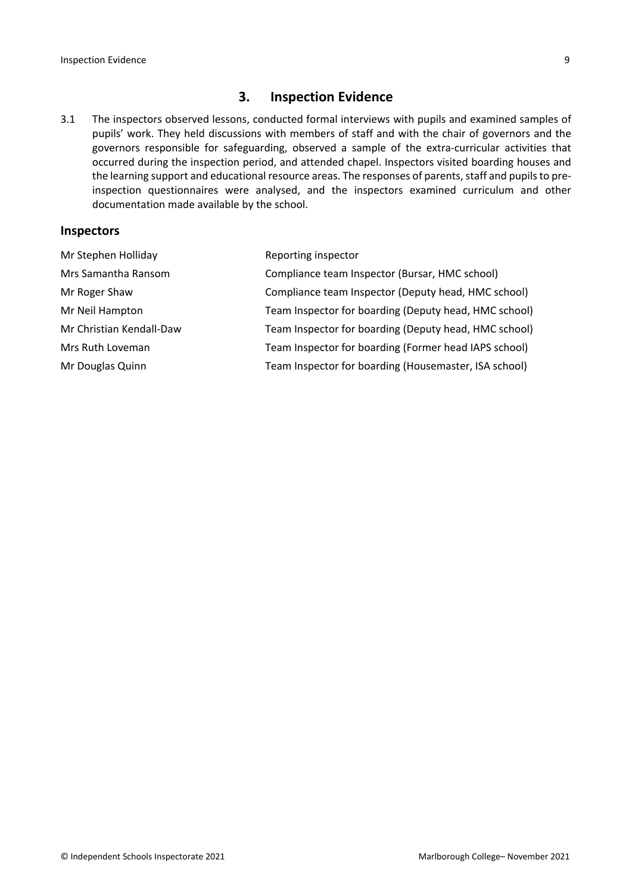## 3. Inspection Evidence

3.1 The inspectors observed lessons, conducted formal interviews with pupils and examined samples of pupils' work. They held discussions with members of staff and with the chair of governors and the governors responsible for safeguarding, observed a sample of the extra-curricular activities that occurred during the inspection period, and attended chapel. Inspectors visited boarding houses and the learning support and educational resource areas. The responses of parents, staff and pupils to pre-inspection questionnaires were analysed, and the inspectors examined curriculum and other documentation made available by the school.

### Inspectors

| | |
|---|---|
| Mr Stephen Holliday | Reporting inspector |
| Mrs Samantha Ransom | Compliance team Inspector (Bursar, HMC school) |
| Mr Roger Shaw | Compliance team Inspector (Deputy head, HMC school) |
| Mr Neil Hampton | Team Inspector for boarding (Deputy head, HMC school) |
| Mr Christian Kendall-Daw | Team Inspector for boarding (Deputy head, HMC school) |
| Mrs Ruth Loveman | Team Inspector for boarding (Former head IAPS school) |
| Mr Douglas Quinn | Team Inspector for boarding (Housemaster, ISA school) |